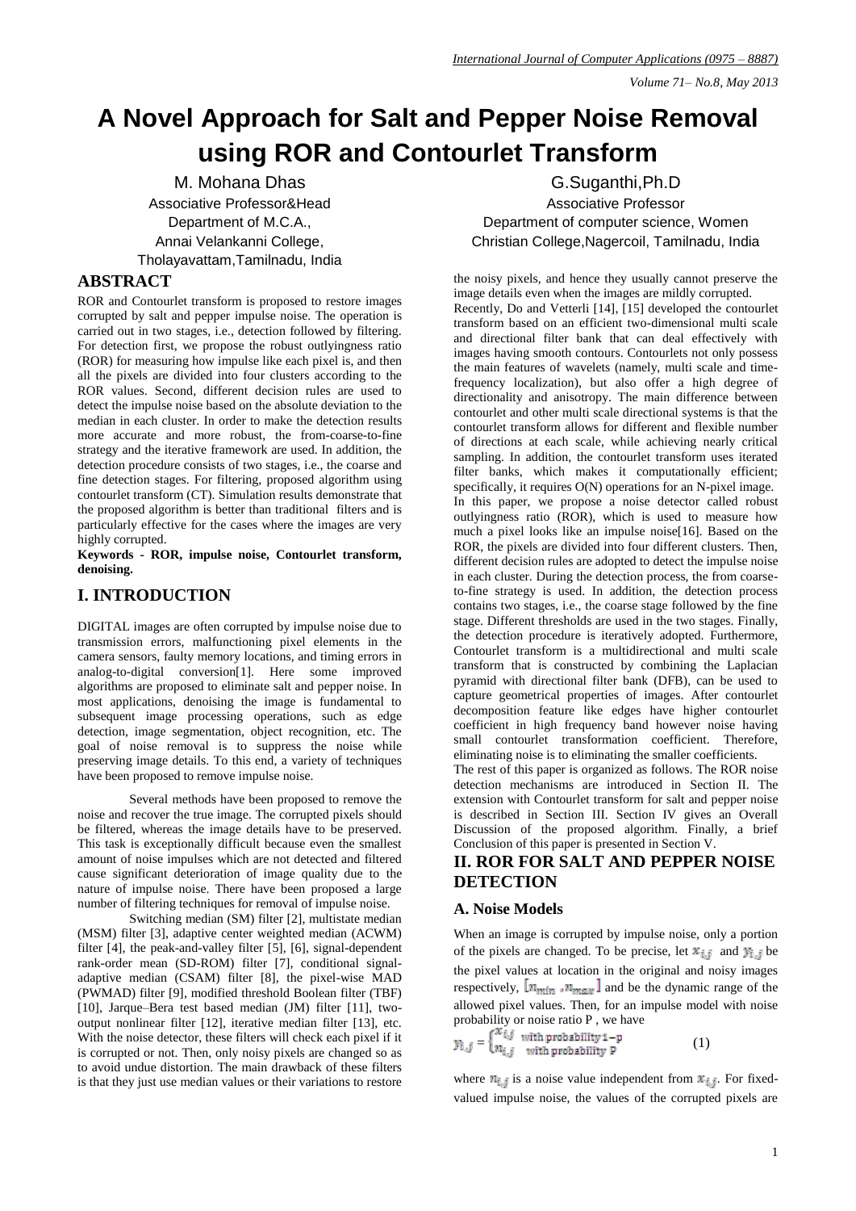# A Novel Approach for Salt and Pepper Noise Removal using ROR and Contourlet Transform

M. Mohana Dhas
Associative Professor&Head
Department of M.C.A.,
Annai Velankanni College,
Tholayavattam,Tamilnadu, India

G.Suganthi,Ph.D
Associative Professor
Department of computer science, Women Christian College,Nagercoil, Tamilnadu, India

## ABSTRACT

ROR and Contourlet transform is proposed to restore images corrupted by salt and pepper impulse noise. The operation is carried out in two stages, i.e., detection followed by filtering. For detection first, we propose the robust outlyingness ratio (ROR) for measuring how impulse like each pixel is, and then all the pixels are divided into four clusters according to the ROR values. Second, different decision rules are used to detect the impulse noise based on the absolute deviation to the median in each cluster. In order to make the detection results more accurate and more robust, the from-coarse-to-fine strategy and the iterative framework are used. In addition, the detection procedure consists of two stages, i.e., the coarse and fine detection stages. For filtering, proposed algorithm using contourlet transform (CT). Simulation results demonstrate that the proposed algorithm is better than traditional filters and is particularly effective for the cases where the images are very highly corrupted.

**Keywords - ROR, impulse noise, Contourlet transform, denoising.**

## I. INTRODUCTION

DIGITAL images are often corrupted by impulse noise due to transmission errors, malfunctioning pixel elements in the camera sensors, faulty memory locations, and timing errors in analog-to-digital conversion[1]. Here some improved algorithms are proposed to eliminate salt and pepper noise. In most applications, denoising the image is fundamental to subsequent image processing operations, such as edge detection, image segmentation, object recognition, etc. The goal of noise removal is to suppress the noise while preserving image details. To this end, a variety of techniques have been proposed to remove impulse noise.

Several methods have been proposed to remove the noise and recover the true image. The corrupted pixels should be filtered, whereas the image details have to be preserved. This task is exceptionally difficult because even the smallest amount of noise impulses which are not detected and filtered cause significant deterioration of image quality due to the nature of impulse noise. There have been proposed a large number of filtering techniques for removal of impulse noise.

Switching median (SM) filter [2], multistate median (MSM) filter [3], adaptive center weighted median (ACWM) filter [4], the peak-and-valley filter [5], [6], signal-dependent rank-order mean (SD-ROM) filter [7], conditional signal-adaptive median (CSAM) filter [8], the pixel-wise MAD (PWMAD) filter [9], modified threshold Boolean filter (TBF) [10], Jarque–Bera test based median (JM) filter [11], two-output nonlinear filter [12], iterative median filter [13], etc. With the noise detector, these filters will check each pixel if it is corrupted or not. Then, only noisy pixels are changed so as to avoid undue distortion. The main drawback of these filters is that they just use median values or their variations to restore the noisy pixels, and hence they usually cannot preserve the image details even when the images are mildly corrupted.

Recently, Do and Vetterli [14], [15] developed the contourlet transform based on an efficient two-dimensional multi scale and directional filter bank that can deal effectively with images having smooth contours. Contourlets not only possess the main features of wavelets (namely, multi scale and time-frequency localization), but also offer a high degree of directionality and anisotropy. The main difference between contourlet and other multi scale directional systems is that the contourlet transform allows for different and flexible number of directions at each scale, while achieving nearly critical sampling. In addition, the contourlet transform uses iterated filter banks, which makes it computationally efficient; specifically, it requires O(N) operations for an N-pixel image.

In this paper, we propose a noise detector called robust outlyingness ratio (ROR), which is used to measure how much a pixel looks like an impulse noise[16]. Based on the ROR, the pixels are divided into four different clusters. Then, different decision rules are adopted to detect the impulse noise in each cluster. During the detection process, the from coarse-to-fine strategy is used. In addition, the detection process contains two stages, i.e., the coarse stage followed by the fine stage. Different thresholds are used in the two stages. Finally, the detection procedure is iteratively adopted. Furthermore, Contourlet transform is a multidirectional and multi scale transform that is constructed by combining the Laplacian pyramid with directional filter bank (DFB), can be used to capture geometrical properties of images. After contourlet decomposition feature like edges have higher contourlet coefficient in high frequency band however noise having small contourlet transformation coefficient. Therefore, eliminating noise is to eliminating the smaller coefficients.

The rest of this paper is organized as follows. The ROR noise detection mechanisms are introduced in Section II. The extension with Contourlet transform for salt and pepper noise is described in Section III. Section IV gives an Overall Discussion of the proposed algorithm. Finally, a brief Conclusion of this paper is presented in Section V.

## II. ROR FOR SALT AND PEPPER NOISE DETECTION

### A. Noise Models

When an image is corrupted by impulse noise, only a portion of the pixels are changed. To be precise, let $x_{i,j}$ and $y_{i,j}$ be the pixel values at location in the original and noisy images respectively, $[n_{min}, n_{max}]$ and be the dynamic range of the allowed pixel values. Then, for an impulse model with noise probability or noise ratio P , we have

$$y_{i,j} = \begin{cases} x_{i,j} & \text{with probability } 1-p \\ n_{i,j} & \text{with probability } P \end{cases} \qquad (1)$$

where $n_{i,j}$ is a noise value independent from $x_{i,j}$. For fixed-valued impulse noise, the values of the corrupted pixels are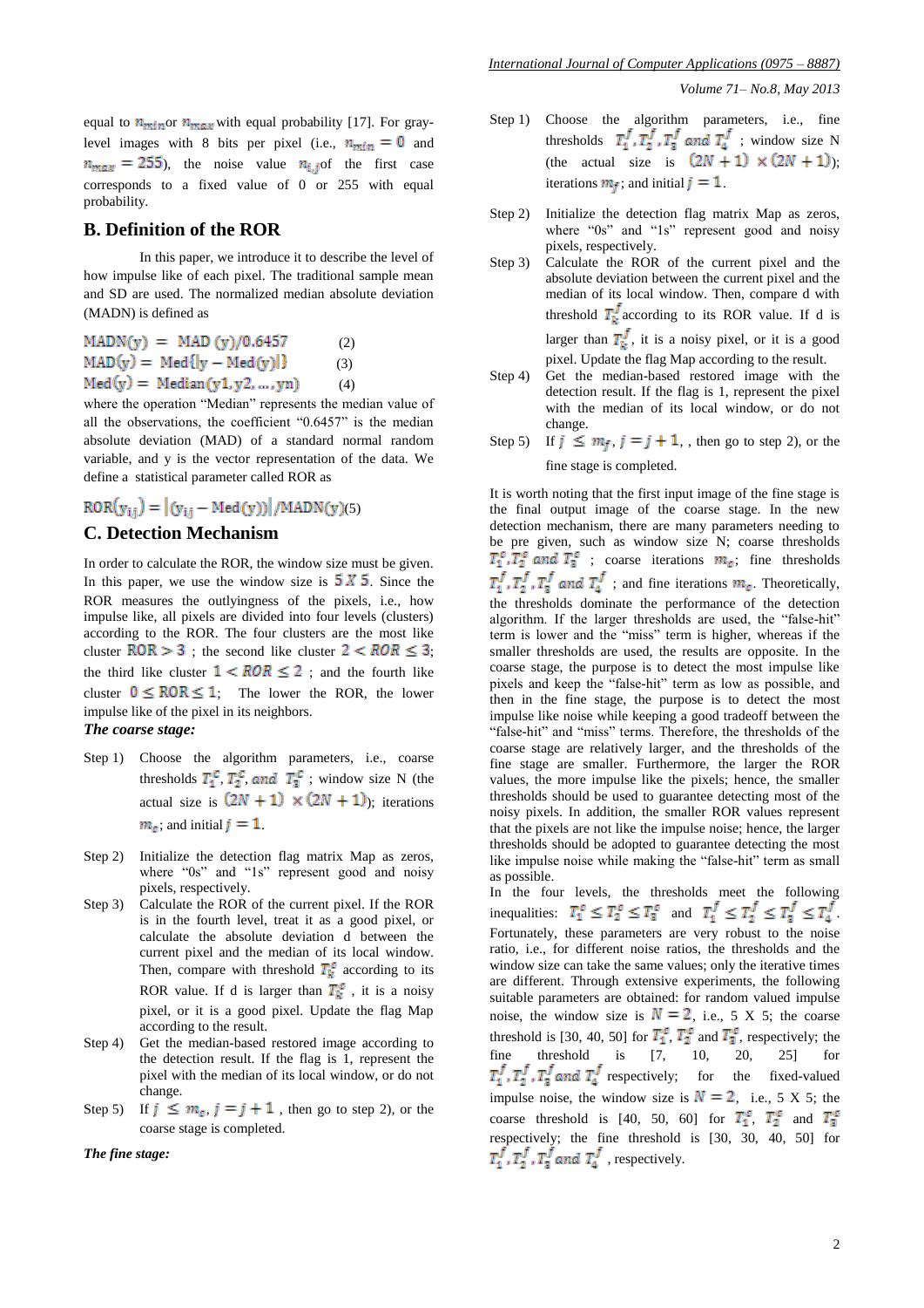equal to $n_{min}$ or $n_{max}$ with equal probability [17]. For gray-level images with 8 bits per pixel (i.e., $n_{min} = 0$ and $n_{max} = 255$), the noise value $n_{i,j}$ of the first case corresponds to a fixed value of 0 or 255 with equal probability.

## B. Definition of the ROR

In this paper, we introduce it to describe the level of how impulse like of each pixel. The traditional sample mean and SD are used. The normalized median absolute deviation (MADN) is defined as

$$\mathrm{MADN(y)} = \mathrm{MAD(y)}/0.6457 \quad (2)$$

$$\mathrm{MAD(y)} = \mathrm{Med}\{|y - \mathrm{Med(y)}|\} \quad (3)$$

$$\mathrm{Med(y)} = \mathrm{Median}(y1, y2, \ldots, yn) \quad (4)$$

where the operation "Median" represents the median value of all the observations, the coefficient "0.6457" is the median absolute deviation (MAD) of a standard normal random variable, and y is the vector representation of the data. We define a statistical parameter called ROR as

$$\mathrm{ROR}(y_{ij}) = |(y_{ij} - \mathrm{Med(y)})| / \mathrm{MADN(y)} \quad (5)$$

## C. Detection Mechanism

In order to calculate the ROR, the window size must be given. In this paper, we use the window size is $5 X 5$. Since the ROR measures the outlyingness of the pixels, i.e., how impulse like, all pixels are divided into four levels (clusters) according to the ROR. The four clusters are the most like cluster $\mathrm{ROR} > 3$ ; the second like cluster $2 < ROR \leq 3$; the third like cluster $1 < ROR \leq 2$ ; and the fourth like cluster $0 \leq \mathrm{ROR} \leq 1$; The lower the ROR, the lower impulse like of the pixel in its neighbors.

***The coarse stage:***

- Step 1) Choose the algorithm parameters, i.e., coarse thresholds $T_1^c, T_2^c, and\ T_3^c$ ; window size N (the actual size is $(2N + 1) \times (2N + 1)$); iterations $m_c$; and initial $j = 1$.
- Step 2) Initialize the detection flag matrix Map as zeros, where "0s" and "1s" represent good and noisy pixels, respectively.
- Step 3) Calculate the ROR of the current pixel. If the ROR is in the fourth level, treat it as a good pixel, or calculate the absolute deviation d between the current pixel and the median of its local window. Then, compare with threshold $T_k^c$ according to its ROR value. If d is larger than $T_k^c$ , it is a noisy pixel, or it is a good pixel. Update the flag Map according to the result.
- Step 4) Get the median-based restored image according to the detection result. If the flag is 1, represent the pixel with the median of its local window, or do not change.
- Step 5) If $j \leq m_c, j = j + 1$ , then go to step 2), or the coarse stage is completed.

***The fine stage:***

- Step 1) Choose the algorithm parameters, i.e., fine thresholds $T_1^f, T_2^f, T_3^f\ and\ T_4^f$ ; window size N (the actual size is $(2N + 1) \times (2N + 1)$); iterations $m_f$; and initial $j = 1$.
- Step 2) Initialize the detection flag matrix Map as zeros, where "0s" and "1s" represent good and noisy pixels, respectively.
- Step 3) Calculate the ROR of the current pixel and the absolute deviation between the current pixel and the median of its local window. Then, compare d with threshold $T_k^f$ according to its ROR value. If d is larger than $T_k^f$, it is a noisy pixel, or it is a good pixel. Update the flag Map according to the result.
- Step 4) Get the median-based restored image with the detection result. If the flag is 1, represent the pixel with the median of its local window, or do not change.
- Step 5) If $j \leq m_f, j = j + 1,$ , then go to step 2), or the fine stage is completed.

It is worth noting that the first input image of the fine stage is the final output image of the coarse stage. In the new detection mechanism, there are many parameters needing to be pre given, such as window size N; coarse thresholds $T_1^c, T_2^c\ and\ T_3^c$ ; coarse iterations $m_c$; fine thresholds $T_1^f, T_2^f, T_3^f\ and\ T_4^f$ ; and fine iterations $m_c$. Theoretically, the thresholds dominate the performance of the detection algorithm. If the larger thresholds are used, the "false-hit" term is lower and the "miss" term is higher, whereas if the smaller thresholds are used, the results are opposite. In the coarse stage, the purpose is to detect the most impulse like pixels and keep the "false-hit" term as low as possible, and then in the fine stage, the purpose is to detect the most impulse like noise while keeping a good tradeoff between the "false-hit" and "miss" terms. Therefore, the thresholds of the coarse stage are relatively larger, and the thresholds of the fine stage are smaller. Furthermore, the larger the ROR values, the more impulse like the pixels; hence, the smaller thresholds should be used to guarantee detecting most of the noisy pixels. In addition, the smaller ROR values represent that the pixels are not like the impulse noise; hence, the larger thresholds should be adopted to guarantee detecting the most like impulse noise while making the "false-hit" term as small as possible.

In the four levels, the thresholds meet the following inequalities: $T_1^c \leq T_2^c \leq T_3^c$ and $T_1^f \leq T_2^f \leq T_3^f \leq T_4^f$. Fortunately, these parameters are very robust to the noise ratio, i.e., for different noise ratios, the thresholds and the window size can take the same values; only the iterative times are different. Through extensive experiments, the following suitable parameters are obtained: for random valued impulse noise, the window size is $N = 2$, i.e., 5 X 5; the coarse threshold is [30, 40, 50] for $T_1^c$, $T_2^c$ and $T_3^c$, respectively; the fine threshold is [7, 10, 20, 25] for $T_1^f, T_2^f, T_3^f\ and\ T_4^f$ respectively; for the fixed-valued impulse noise, the window size is $N = 2$, i.e., 5 X 5; the coarse threshold is [40, 50, 60] for $T_1^c$, $T_2^c$ and $T_3^c$ respectively; the fine threshold is [30, 30, 40, 50] for $T_1^f, T_2^f, T_3^f\ and\ T_4^f$ , respectively.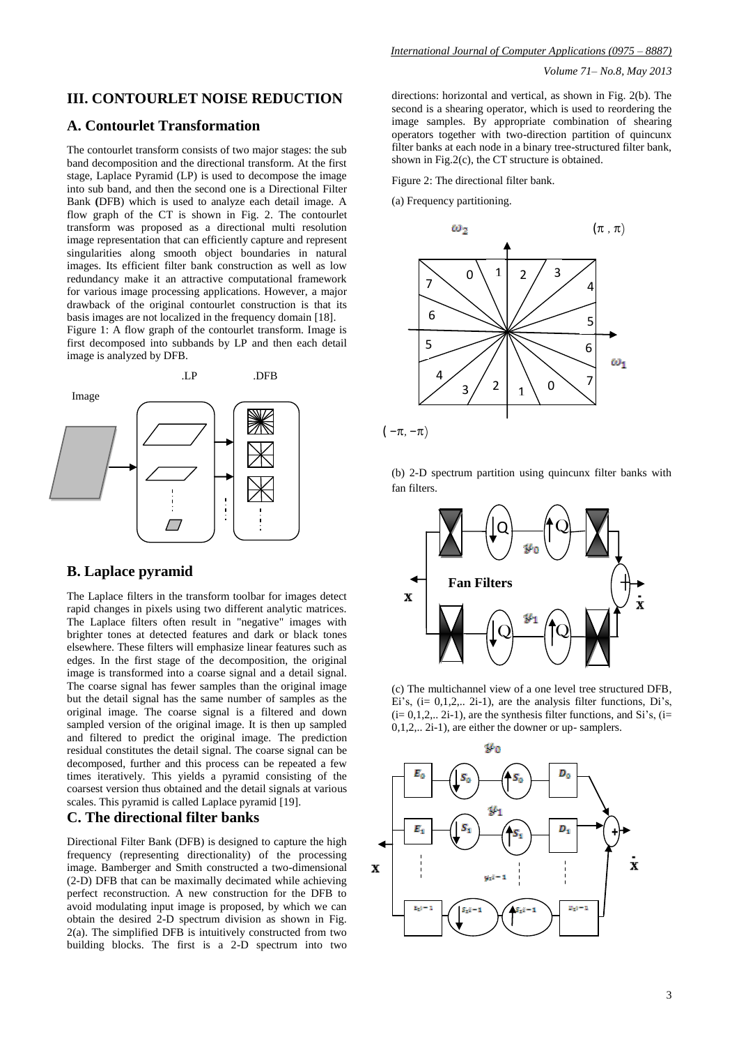## III. CONTOURLET NOISE REDUCTION

### A. Contourlet Transformation

The contourlet transform consists of two major stages: the sub band decomposition and the directional transform. At the first stage, Laplace Pyramid (LP) is used to decompose the image into sub band, and then the second one is a Directional Filter Bank **(**DFB) which is used to analyze each detail image. A flow graph of the CT is shown in Fig. 2. The contourlet transform was proposed as a directional multi resolution image representation that can efficiently capture and represent singularities along smooth object boundaries in natural images. Its efficient filter bank construction as well as low redundancy make it an attractive computational framework for various image processing applications. However, a major drawback of the original contourlet construction is that its basis images are not localized in the frequency domain [18].

Figure 1: A flow graph of the contourlet transform. Image is first decomposed into subbands by LP and then each detail image is analyzed by DFB.

### B. Laplace pyramid

The Laplace filters in the transform toolbar for images detect rapid changes in pixels using two different analytic matrices. The Laplace filters often result in "negative" images with brighter tones at detected features and dark or black tones elsewhere. These filters will emphasize linear features such as edges. In the first stage of the decomposition, the original image is transformed into a coarse signal and a detail signal. The coarse signal has fewer samples than the original image but the detail signal has the same number of samples as the original image. The coarse signal is a filtered and down sampled version of the original image. It is then up sampled and filtered to predict the original image. The prediction residual constitutes the detail signal. The coarse signal can be decomposed, further and this process can be repeated a few times iteratively. This yields a pyramid consisting of the coarsest version thus obtained and the detail signals at various scales. This pyramid is called Laplace pyramid [19].

### C. The directional filter banks

Directional Filter Bank (DFB) is designed to capture the high frequency (representing directionality) of the processing image. Bamberger and Smith constructed a two-dimensional (2-D) DFB that can be maximally decimated while achieving perfect reconstruction. A new construction for the DFB to avoid modulating input image is proposed, by which we can obtain the desired 2-D spectrum division as shown in Fig. 2(a). The simplified DFB is intuitively constructed from two building blocks. The first is a 2-D spectrum into two directions: horizontal and vertical, as shown in Fig. 2(b). The second is a shearing operator, which is used to reordering the image samples. By appropriate combination of shearing operators together with two-direction partition of quincunx filter banks at each node in a binary tree-structured filter bank, shown in Fig.2(c), the CT structure is obtained.

Figure 2: The directional filter bank.

(a) Frequency partitioning.

(b) 2-D spectrum partition using quincunx filter banks with fan filters.

(c) The multichannel view of a one level tree structured DFB, Ei's, (i= 0,1,2,.. 2i-1), are the analysis filter functions, Di's, (i= 0,1,2,.. 2i-1), are the synthesis filter functions, and Si's, (i= 0,1,2,.. 2i-1), are either the downer or up- samplers.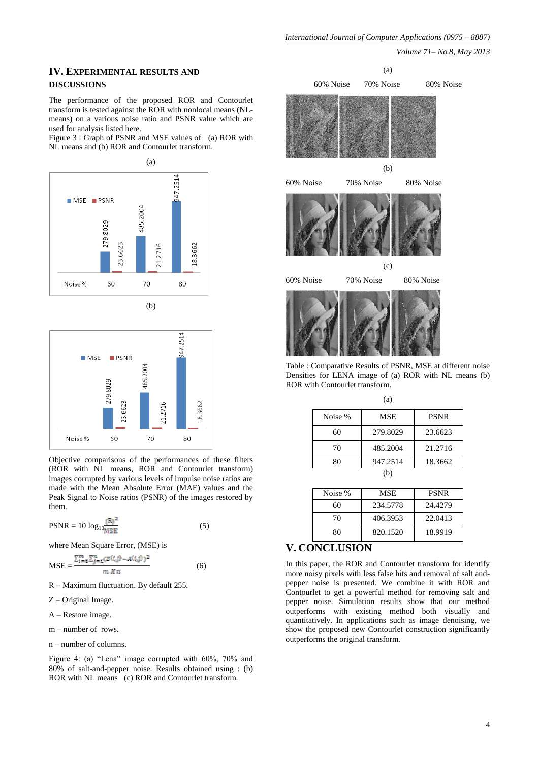## IV. EXPERIMENTAL RESULTS AND DISCUSSIONS

The performance of the proposed ROR and Contourlet transform is tested against the ROR with nonlocal means (NL-means) on a various noise ratio and PSNR value which are used for analysis listed here.

Figure 3 : Graph of PSNR and MSE values of (a) ROR with NL means and (b) ROR and Contourlet transform.

(a)

(b)

Objective comparisons of the performances of these filters (ROR with NL means, ROR and Contourlet transform) images corrupted by various levels of impulse noise ratios are made with the Mean Absolute Error (MAE) values and the Peak Signal to Noise ratios (PSNR) of the images restored by them.

$$\text{PSNR} = 10 \log_{10} \frac{(R)^2}{MSE} \tag{5}$$

where Mean Square Error, (MSE) is

$$\text{MSE} = \frac{\sum_{i=1}^{m}\sum_{j=1}^{n}(z(i,j) - A(i,j))^2}{m\ X\ n} \tag{6}$$

R – Maximum fluctuation. By default 255.

Z – Original Image.

A – Restore image.

m – number of rows.

n – number of columns.

Figure 4: (a) "Lena" image corrupted with 60%, 70% and 80% of salt-and-pepper noise. Results obtained using : (b) ROR with NL means (c) ROR and Contourlet transform.

(a)

60% Noise 70% Noise 80% Noise

(b)

60% Noise 70% Noise 80% Noise

(c)

60% Noise 70% Noise 80% Noise

Table : Comparative Results of PSNR, MSE at different noise Densities for LENA image of (a) ROR with NL means (b) ROR with Contourlet transform.

(a)

| Noise % | MSE | PSNR |
|---|---|---|
| 60 | 279.8029 | 23.6623 |
| 70 | 485.2004 | 21.2716 |
| 80 | 947.2514 | 18.3662 |

(b)

| Noise % | MSE | PSNR |
|---|---|---|
| 60 | 234.5778 | 24.4279 |
| 70 | 406.3953 | 22.0413 |
| 80 | 820.1520 | 18.9919 |

## V. CONCLUSION

In this paper, the ROR and Contourlet transform for identify more noisy pixels with less false hits and removal of salt and-pepper noise is presented. We combine it with ROR and Contourlet to get a powerful method for removing salt and pepper noise. Simulation results show that our method outperforms with existing method both visually and quantitatively. In applications such as image denoising, we show the proposed new Contourlet construction significantly outperforms the original transform.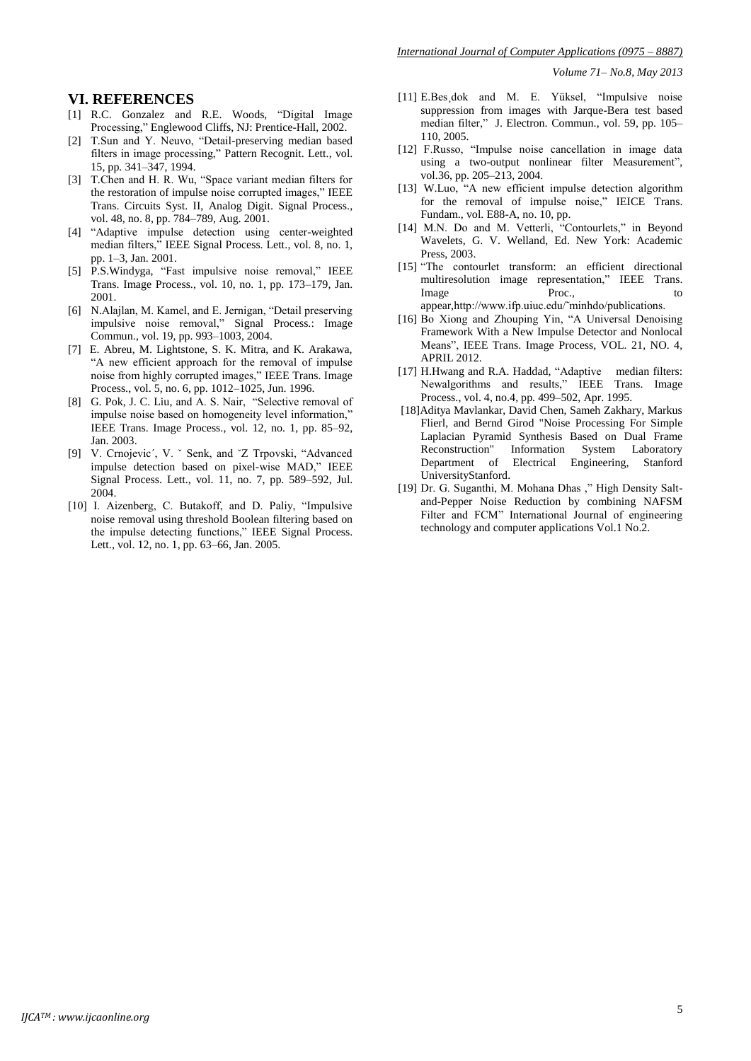## VI. REFERENCES

[1] R.C. Gonzalez and R.E. Woods, "Digital Image Processing," Englewood Cliffs, NJ: Prentice-Hall, 2002.

[2] T.Sun and Y. Neuvo, "Detail-preserving median based filters in image processing," Pattern Recognit. Lett., vol. 15, pp. 341–347, 1994.

[3] T.Chen and H. R. Wu, "Space variant median filters for the restoration of impulse noise corrupted images," IEEE Trans. Circuits Syst. II, Analog Digit. Signal Process., vol. 48, no. 8, pp. 784–789, Aug. 2001.

[4] "Adaptive impulse detection using center-weighted median filters," IEEE Signal Process. Lett., vol. 8, no. 1, pp. 1–3, Jan. 2001.

[5] P.S.Windyga, "Fast impulsive noise removal," IEEE Trans. Image Process., vol. 10, no. 1, pp. 173–179, Jan. 2001.

[6] N.Alajlan, M. Kamel, and E. Jernigan, "Detail preserving impulsive noise removal," Signal Process.: Image Commun., vol. 19, pp. 993–1003, 2004.

[7] E. Abreu, M. Lightstone, S. K. Mitra, and K. Arakawa, "A new efficient approach for the removal of impulse noise from highly corrupted images," IEEE Trans. Image Process., vol. 5, no. 6, pp. 1012–1025, Jun. 1996.

[8] G. Pok, J. C. Liu, and A. S. Nair, "Selective removal of impulse noise based on homogeneity level information," IEEE Trans. Image Process., vol. 12, no. 1, pp. 85–92, Jan. 2003.

[9] V. Crnojevic´, V. ˇ Senk, and ˇZ Trpovski, "Advanced impulse detection based on pixel-wise MAD," IEEE Signal Process. Lett., vol. 11, no. 7, pp. 589–592, Jul. 2004.

[10] I. Aizenberg, C. Butakoff, and D. Paliy, "Impulsive noise removal using threshold Boolean filtering based on the impulse detecting functions," IEEE Signal Process. Lett., vol. 12, no. 1, pp. 63–66, Jan. 2005.

[11] E.Bes¸dok and M. E. Yüksel, "Impulsive noise suppression from images with Jarque-Bera test based median filter," J. Electron. Commun., vol. 59, pp. 105–110, 2005.

[12] F.Russo, "Impulse noise cancellation in image data using a two-output nonlinear filter Measurement", vol.36, pp. 205–213, 2004.

[13] W.Luo, "A new efficient impulse detection algorithm for the removal of impulse noise," IEICE Trans. Fundam., vol. E88-A, no. 10, pp.

[14] M.N. Do and M. Vetterli, "Contourlets," in Beyond Wavelets, G. V. Welland, Ed. New York: Academic Press, 2003.

[15] "The contourlet transform: an efficient directional multiresolution image representation," IEEE Trans. Image Proc., to appear,http://www.ifp.uiuc.edu/˜minhdo/publications.

[16] Bo Xiong and Zhouping Yin, "A Universal Denoising Framework With a New Impulse Detector and Nonlocal Means", IEEE Trans. Image Process, VOL. 21, NO. 4, APRIL 2012.

[17] H.Hwang and R.A. Haddad, "Adaptive median filters: Newalgorithms and results," IEEE Trans. Image Process., vol. 4, no.4, pp. 499–502, Apr. 1995.

[18] Aditya Mavlankar, David Chen, Sameh Zakhary, Markus Flierl, and Bernd Girod "Noise Processing For Simple Laplacian Pyramid Synthesis Based on Dual Frame Reconstruction" Information System Laboratory Department of Electrical Engineering, Stanford UniversityStanford.

[19] Dr. G. Suganthi, M. Mohana Dhas ," High Density Salt-and-Pepper Noise Reduction by combining NAFSM Filter and FCM" International Journal of engineering technology and computer applications Vol.1 No.2.